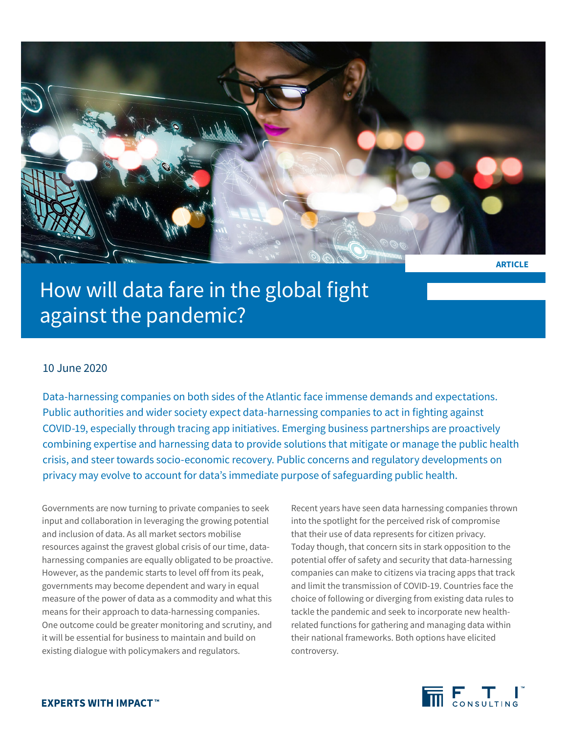ARTICLE

# How will data fare in the global fight against the pandemic?

10 June 2020

Data-harnessing companies on both sides of the Atlantic face immense demands and expectations. Public authorities and wider society expect data-harnessing companies to act in fighting against COVID-19, especially through tracing app initiatives. Emerging business partnerships are proactively combining expertise and harnessing data to provide solutions that mitigate or manage the public health crisis, and steer towards socio-economic recovery. Public concerns and regulatory developments on privacy may evolve to account for data's immediate purpose of safeguarding public health.

Governments are now turning to private companies to seek input and collaboration in leveraging the growing potential and inclusion of data. As all market sectors mobilise resources against the gravest global crisis of our time, data-harnessing companies are equally obligated to be proactive. However, as the pandemic starts to level off from its peak, governments may become dependent and wary in equal measure of the power of data as a commodity and what this means for their approach to data-harnessing companies. One outcome could be greater monitoring and scrutiny, and it will be essential for business to maintain and build on existing dialogue with policymakers and regulators.

Recent years have seen data harnessing companies thrown into the spotlight for the perceived risk of compromise that their use of data represents for citizen privacy. Today though, that concern sits in stark opposition to the potential offer of safety and security that data-harnessing companies can make to citizens via tracing apps that track and limit the transmission of COVID-19. Countries face the choice of following or diverging from existing data rules to tackle the pandemic and seek to incorporate new health-related functions for gathering and managing data within their national frameworks. Both options have elicited controversy.

**EXPERTS WITH IMPACT™**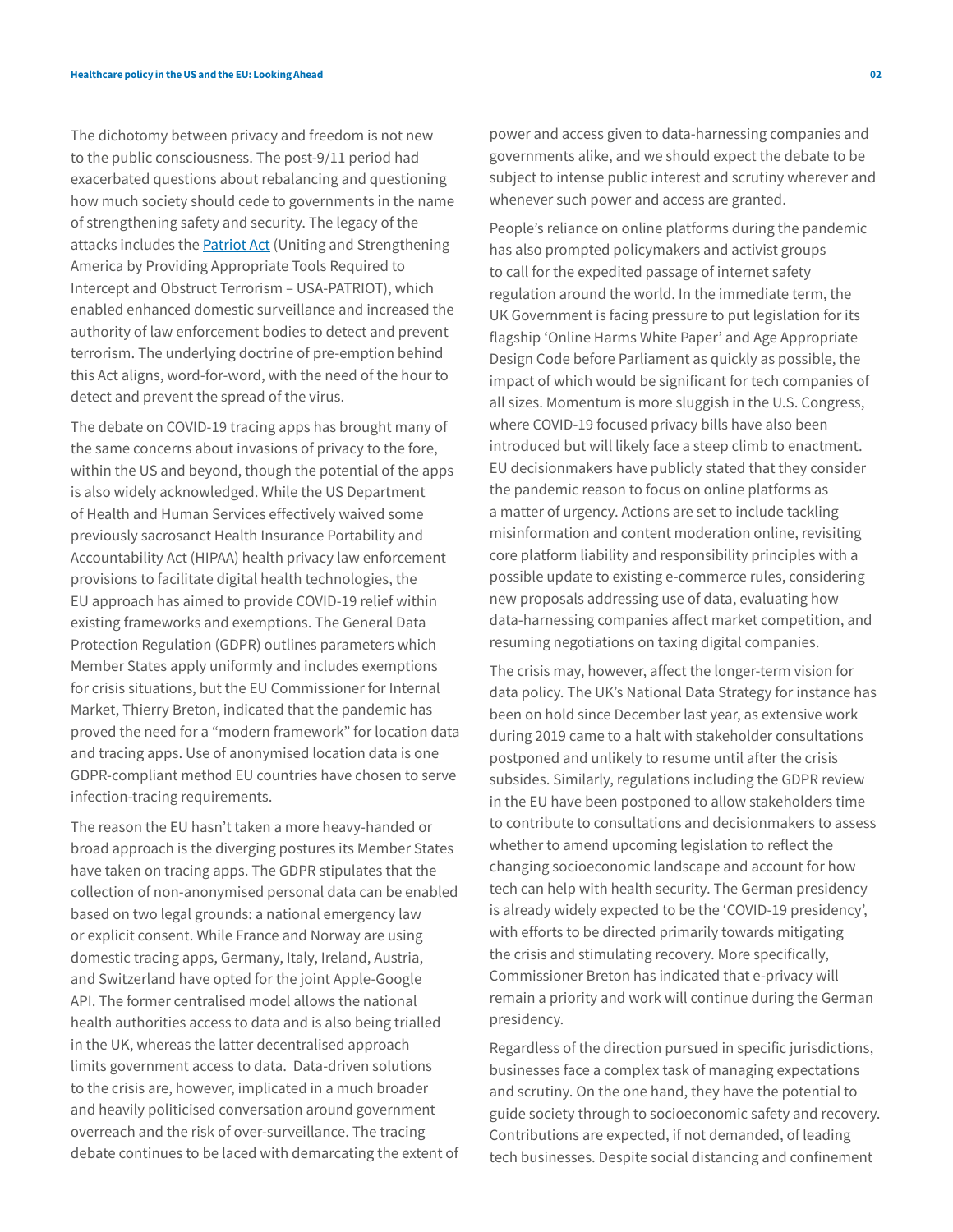The dichotomy between privacy and freedom is not new to the public consciousness. The post-9/11 period had exacerbated questions about rebalancing and questioning how much society should cede to governments in the name of strengthening safety and security. The legacy of the attacks includes the Patriot Act (Uniting and Strengthening America by Providing Appropriate Tools Required to Intercept and Obstruct Terrorism – USA-PATRIOT), which enabled enhanced domestic surveillance and increased the authority of law enforcement bodies to detect and prevent terrorism. The underlying doctrine of pre-emption behind this Act aligns, word-for-word, with the need of the hour to detect and prevent the spread of the virus.

The debate on COVID-19 tracing apps has brought many of the same concerns about invasions of privacy to the fore, within the US and beyond, though the potential of the apps is also widely acknowledged. While the US Department of Health and Human Services effectively waived some previously sacrosanct Health Insurance Portability and Accountability Act (HIPAA) health privacy law enforcement provisions to facilitate digital health technologies, the EU approach has aimed to provide COVID-19 relief within existing frameworks and exemptions. The General Data Protection Regulation (GDPR) outlines parameters which Member States apply uniformly and includes exemptions for crisis situations, but the EU Commissioner for Internal Market, Thierry Breton, indicated that the pandemic has proved the need for a "modern framework" for location data and tracing apps. Use of anonymised location data is one GDPR-compliant method EU countries have chosen to serve infection-tracing requirements.

The reason the EU hasn't taken a more heavy-handed or broad approach is the diverging postures its Member States have taken on tracing apps. The GDPR stipulates that the collection of non-anonymised personal data can be enabled based on two legal grounds: a national emergency law or explicit consent. While France and Norway are using domestic tracing apps, Germany, Italy, Ireland, Austria, and Switzerland have opted for the joint Apple-Google API. The former centralised model allows the national health authorities access to data and is also being trialled in the UK, whereas the latter decentralised approach limits government access to data. Data-driven solutions to the crisis are, however, implicated in a much broader and heavily politicised conversation around government overreach and the risk of over-surveillance. The tracing debate continues to be laced with demarcating the extent of power and access given to data-harnessing companies and governments alike, and we should expect the debate to be subject to intense public interest and scrutiny wherever and whenever such power and access are granted.

People's reliance on online platforms during the pandemic has also prompted policymakers and activist groups to call for the expedited passage of internet safety regulation around the world. In the immediate term, the UK Government is facing pressure to put legislation for its flagship 'Online Harms White Paper' and Age Appropriate Design Code before Parliament as quickly as possible, the impact of which would be significant for tech companies of all sizes. Momentum is more sluggish in the U.S. Congress, where COVID-19 focused privacy bills have also been introduced but will likely face a steep climb to enactment. EU decisionmakers have publicly stated that they consider the pandemic reason to focus on online platforms as a matter of urgency. Actions are set to include tackling misinformation and content moderation online, revisiting core platform liability and responsibility principles with a possible update to existing e-commerce rules, considering new proposals addressing use of data, evaluating how data-harnessing companies affect market competition, and resuming negotiations on taxing digital companies.

The crisis may, however, affect the longer-term vision for data policy. The UK's National Data Strategy for instance has been on hold since December last year, as extensive work during 2019 came to a halt with stakeholder consultations postponed and unlikely to resume until after the crisis subsides. Similarly, regulations including the GDPR review in the EU have been postponed to allow stakeholders time to contribute to consultations and decisionmakers to assess whether to amend upcoming legislation to reflect the changing socioeconomic landscape and account for how tech can help with health security. The German presidency is already widely expected to be the 'COVID-19 presidency', with efforts to be directed primarily towards mitigating the crisis and stimulating recovery. More specifically, Commissioner Breton has indicated that e-privacy will remain a priority and work will continue during the German presidency.

Regardless of the direction pursued in specific jurisdictions, businesses face a complex task of managing expectations and scrutiny. On the one hand, they have the potential to guide society through to socioeconomic safety and recovery. Contributions are expected, if not demanded, of leading tech businesses. Despite social distancing and confinement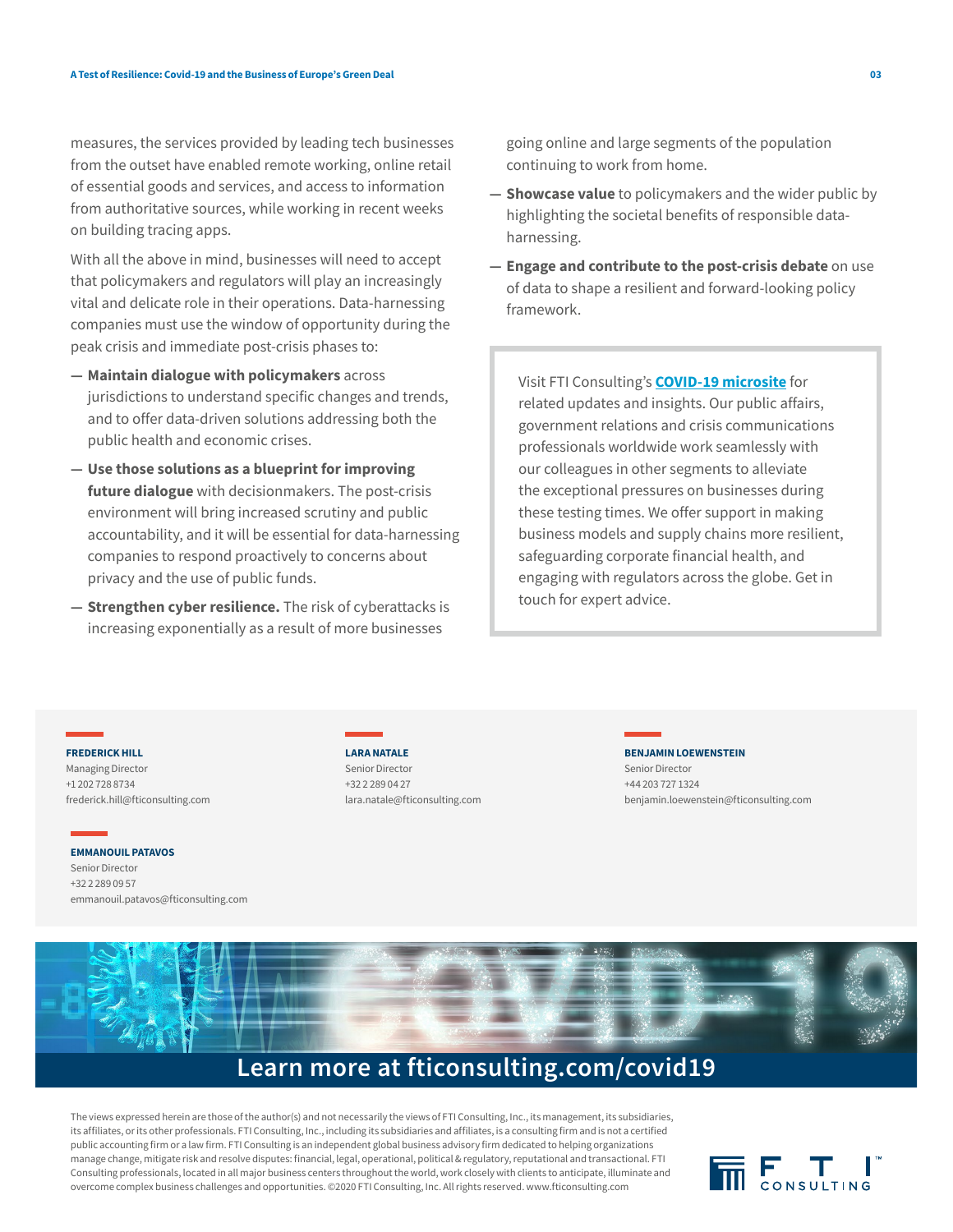measures, the services provided by leading tech businesses from the outset have enabled remote working, online retail of essential goods and services, and access to information from authoritative sources, while working in recent weeks on building tracing apps.

With all the above in mind, businesses will need to accept that policymakers and regulators will play an increasingly vital and delicate role in their operations. Data-harnessing companies must use the window of opportunity during the peak crisis and immediate post-crisis phases to:

- **Maintain dialogue with policymakers** across jurisdictions to understand specific changes and trends, and to offer data-driven solutions addressing both the public health and economic crises.
- **Use those solutions as a blueprint for improving future dialogue** with decisionmakers. The post-crisis environment will bring increased scrutiny and public accountability, and it will be essential for data-harnessing companies to respond proactively to concerns about privacy and the use of public funds.
- **Strengthen cyber resilience.** The risk of cyberattacks is increasing exponentially as a result of more businesses going online and large segments of the population continuing to work from home.
- **Showcase value** to policymakers and the wider public by highlighting the societal benefits of responsible data-harnessing.
- **Engage and contribute to the post-crisis debate** on use of data to shape a resilient and forward-looking policy framework.

Visit FTI Consulting's **COVID-19 microsite** for related updates and insights. Our public affairs, government relations and crisis communications professionals worldwide work seamlessly with our colleagues in other segments to alleviate the exceptional pressures on businesses during these testing times. We offer support in making business models and supply chains more resilient, safeguarding corporate financial health, and engaging with regulators across the globe. Get in touch for expert advice.

**FREDERICK HILL**
Managing Director
+1 202 728 8734
frederick.hill@fticonsulting.com

**LARA NATALE**
Senior Director
+32 2 289 04 27
lara.natale@fticonsulting.com

**BENJAMIN LOEWENSTEIN**
Senior Director
+44 203 727 1324
benjamin.loewenstein@fticonsulting.com

**EMMANOUIL PATAVOS**
Senior Director
+32 2 289 09 57
emmanouil.patavos@fticonsulting.com

Learn more at fticonsulting.com/covid19

The views expressed herein are those of the author(s) and not necessarily the views of FTI Consulting, Inc., its management, its subsidiaries, its affiliates, or its other professionals. FTI Consulting, Inc., including its subsidiaries and affiliates, is a consulting firm and is not a certified public accounting firm or a law firm. FTI Consulting is an independent global business advisory firm dedicated to helping organizations manage change, mitigate risk and resolve disputes: financial, legal, operational, political & regulatory, reputational and transactional. FTI Consulting professionals, located in all major business centers throughout the world, work closely with clients to anticipate, illuminate and overcome complex business challenges and opportunities. ©2020 FTI Consulting, Inc. All rights reserved. www.fticonsulting.com

FTI CONSULTING